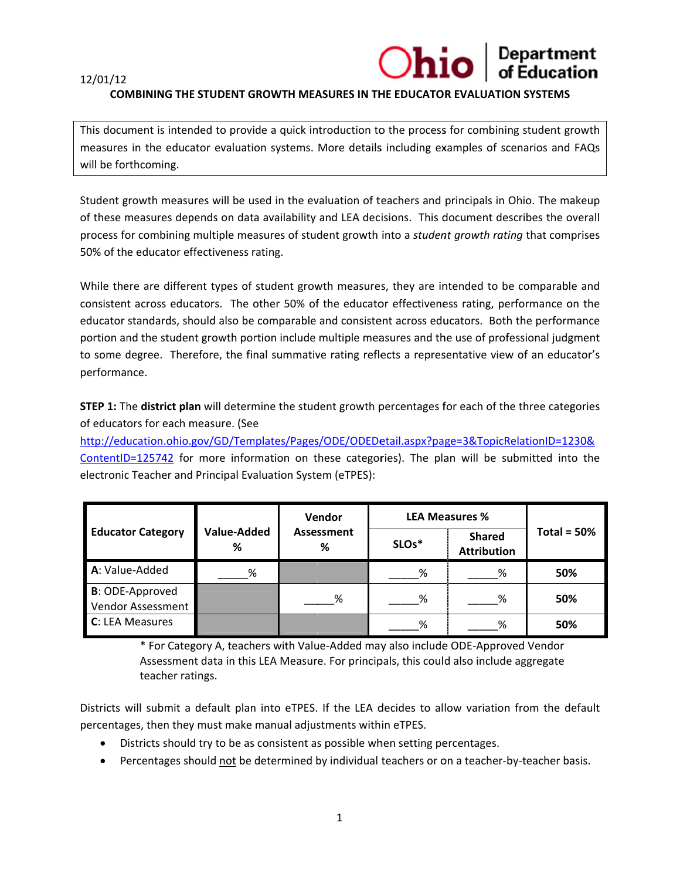12/01/12

# COMBINING THE STUDENT GROWTH MEASURES IN THE EDUCATOR EVALUATION SYSTEMS

This document is intended to provide a quick introduction to the process for combining student growth measures in the educator evaluation systems. More details including examples of scenarios and FAQs will be forthcoming.

Student growth measures will be used in the evaluation of teachers and principals in Ohio. The makeup of these measures depends on data availability and LEA decisions. This document describes the overall process for combining multiple measures of student growth into a *student growth rating* that comprises 50% of the educator effectiveness rating.

While there are different types of student growth measures, they are intended to be comparable and consistent across educators. The other 50% of the educator effectiveness rating, performance on the educator standards, should also be comparable and consistent across educators. Both the performance portion and the student growth portion include multiple measures and the use of professional judgment to some degree. Therefore, the final summative rating reflects a representative view of an educator's performance.

**STEP 1:** The **district plan** will determine the student growth percentages for each of the three categories of educators for each measure. (See http://education.ohio.gov/GD/Templates/Pages/ODE/ODEDetail.aspx?page=3&TopicRelationID=1230&ContentID=125742 for more information on these categories). The plan will be submitted into the electronic Teacher and Principal Evaluation System (eTPES):

| Educator Category | Value-Added % | Vendor Assessment % | LEA Measures % | | Total = 50% |
|---|---|---|---|---|---|
| | | | SLOs* | Shared Attribution | |
| **A**: Value-Added | _____% | | _____% | _____% | **50%** |
| **B**: ODE-Approved Vendor Assessment | | _____% | _____% | _____% | **50%** |
| **C**: LEA Measures | | | _____% | _____% | **50%** |

\* For Category A, teachers with Value-Added may also include ODE-Approved Vendor Assessment data in this LEA Measure. For principals, this could also include aggregate teacher ratings.

Districts will submit a default plan into eTPES. If the LEA decides to allow variation from the default percentages, then they must make manual adjustments within eTPES.

- Districts should try to be as consistent as possible when setting percentages.
- Percentages should not be determined by individual teachers or on a teacher-by-teacher basis.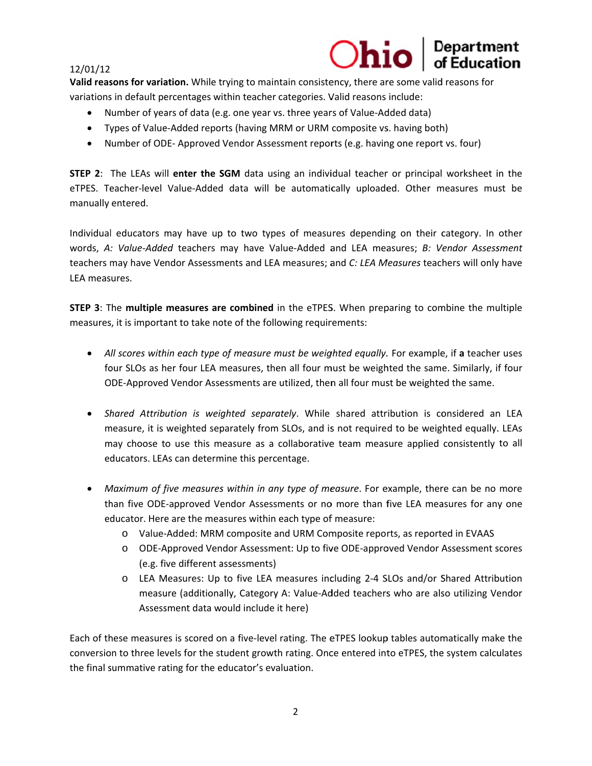**Valid reasons for variation.** While trying to maintain consistency, there are some valid reasons for variations in default percentages within teacher categories. Valid reasons include:

- Number of years of data (e.g. one year vs. three years of Value-Added data)
- Types of Value-Added reports (having MRM or URM composite vs. having both)
- Number of ODE- Approved Vendor Assessment reports (e.g. having one report vs. four)

**STEP 2**: The LEAs will **enter the SGM** data using an individual teacher or principal worksheet in the eTPES. Teacher-level Value-Added data will be automatically uploaded. Other measures must be manually entered.

Individual educators may have up to two types of measures depending on their category. In other words, *A: Value-Added* teachers may have Value-Added and LEA measures; *B: Vendor Assessment* teachers may have Vendor Assessments and LEA measures; and *C: LEA Measures* teachers will only have LEA measures.

**STEP 3**: The **multiple measures are combined** in the eTPES. When preparing to combine the multiple measures, it is important to take note of the following requirements:

- *All scores within each type of measure must be weighted equally.* For example, if **a** teacher uses four SLOs as her four LEA measures, then all four must be weighted the same. Similarly, if four ODE-Approved Vendor Assessments are utilized, then all four must be weighted the same.

- *Shared Attribution is weighted separately*. While shared attribution is considered an LEA measure, it is weighted separately from SLOs, and is not required to be weighted equally. LEAs may choose to use this measure as a collaborative team measure applied consistently to all educators. LEAs can determine this percentage.

- *Maximum of five measures within in any type of measure*. For example, there can be no more than five ODE-approved Vendor Assessments or no more than five LEA measures for any one educator. Here are the measures within each type of measure:
  - Value-Added: MRM composite and URM Composite reports, as reported in EVAAS
  - ODE-Approved Vendor Assessment: Up to five ODE-approved Vendor Assessment scores (e.g. five different assessments)
  - LEA Measures: Up to five LEA measures including 2-4 SLOs and/or Shared Attribution measure (additionally, Category A: Value-Added teachers who are also utilizing Vendor Assessment data would include it here)

Each of these measures is scored on a five-level rating. The eTPES lookup tables automatically make the conversion to three levels for the student growth rating. Once entered into eTPES, the system calculates the final summative rating for the educator's evaluation.